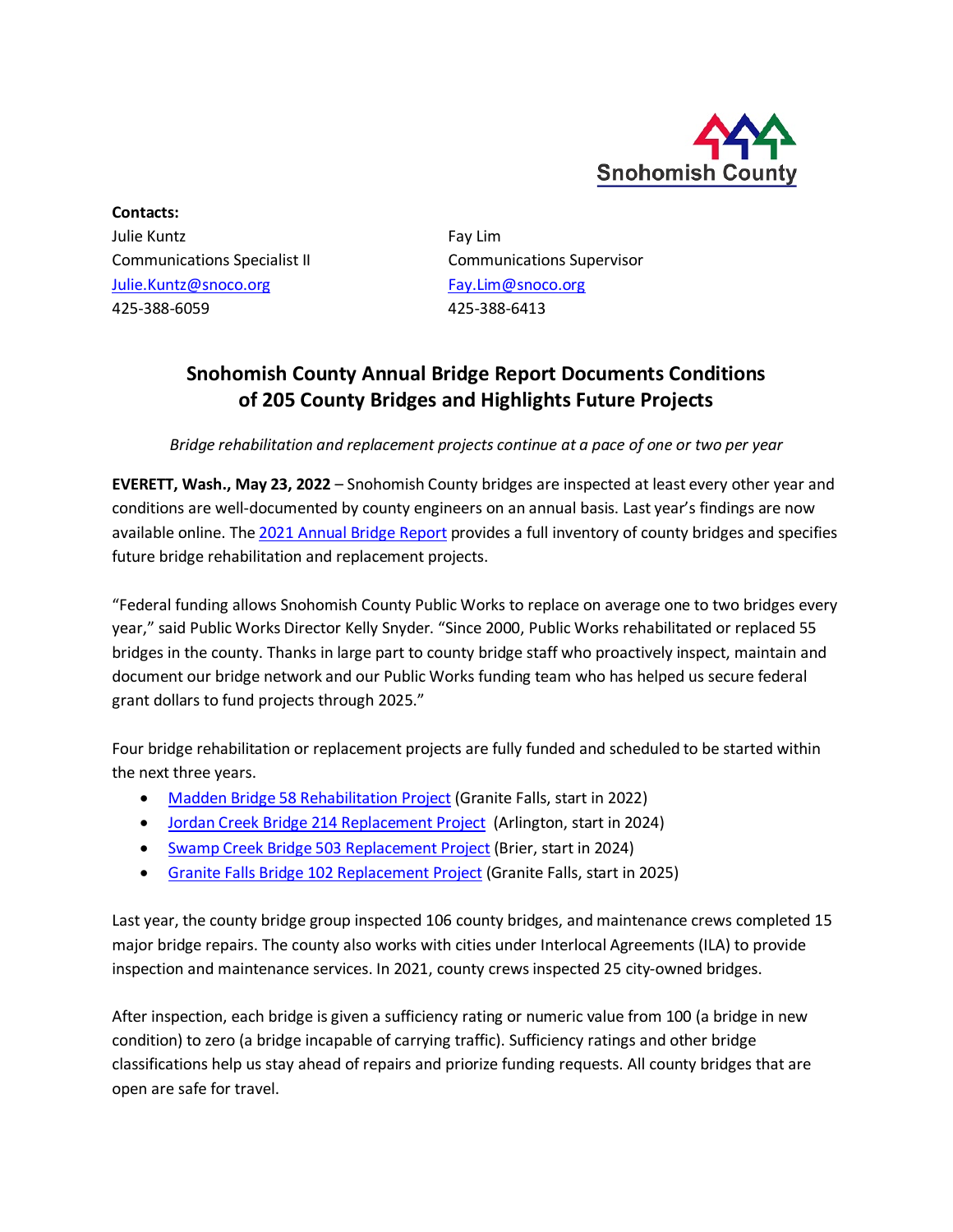Snohomish County

**Contacts:**

Julie Kuntz
Communications Specialist II
Julie.Kuntz@snoco.org
425-388-6059

Fay Lim
Communications Supervisor
Fay.Lim@snoco.org
425-388-6413

# Snohomish County Annual Bridge Report Documents Conditions of 205 County Bridges and Highlights Future Projects

*Bridge rehabilitation and replacement projects continue at a pace of one or two per year*

**EVERETT, Wash., May 23, 2022** – Snohomish County bridges are inspected at least every other year and conditions are well-documented by county engineers on an annual basis. Last year's findings are now available online. The 2021 Annual Bridge Report provides a full inventory of county bridges and specifies future bridge rehabilitation and replacement projects.

"Federal funding allows Snohomish County Public Works to replace on average one to two bridges every year," said Public Works Director Kelly Snyder. "Since 2000, Public Works rehabilitated or replaced 55 bridges in the county. Thanks in large part to county bridge staff who proactively inspect, maintain and document our bridge network and our Public Works funding team who has helped us secure federal grant dollars to fund projects through 2025."

Four bridge rehabilitation or replacement projects are fully funded and scheduled to be started within the next three years.

- Madden Bridge 58 Rehabilitation Project (Granite Falls, start in 2022)
- Jordan Creek Bridge 214 Replacement Project (Arlington, start in 2024)
- Swamp Creek Bridge 503 Replacement Project (Brier, start in 2024)
- Granite Falls Bridge 102 Replacement Project (Granite Falls, start in 2025)

Last year, the county bridge group inspected 106 county bridges, and maintenance crews completed 15 major bridge repairs. The county also works with cities under Interlocal Agreements (ILA) to provide inspection and maintenance services. In 2021, county crews inspected 25 city-owned bridges.

After inspection, each bridge is given a sufficiency rating or numeric value from 100 (a bridge in new condition) to zero (a bridge incapable of carrying traffic). Sufficiency ratings and other bridge classifications help us stay ahead of repairs and priorize funding requests. All county bridges that are open are safe for travel.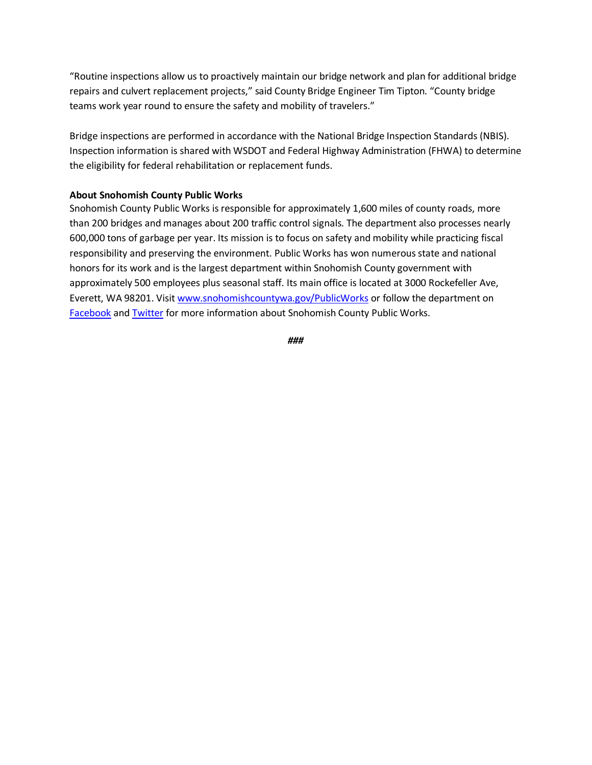"Routine inspections allow us to proactively maintain our bridge network and plan for additional bridge repairs and culvert replacement projects," said County Bridge Engineer Tim Tipton. "County bridge teams work year round to ensure the safety and mobility of travelers."

Bridge inspections are performed in accordance with the National Bridge Inspection Standards (NBIS). Inspection information is shared with WSDOT and Federal Highway Administration (FHWA) to determine the eligibility for federal rehabilitation or replacement funds.

**About Snohomish County Public Works**

Snohomish County Public Works is responsible for approximately 1,600 miles of county roads, more than 200 bridges and manages about 200 traffic control signals. The department also processes nearly 600,000 tons of garbage per year. Its mission is to focus on safety and mobility while practicing fiscal responsibility and preserving the environment. Public Works has won numerous state and national honors for its work and is the largest department within Snohomish County government with approximately 500 employees plus seasonal staff. Its main office is located at 3000 Rockefeller Ave, Everett, WA 98201. Visit [www.snohomishcountywa.gov/PublicWorks](www.snohomishcountywa.gov/PublicWorks) or follow the department on [Facebook]() and [Twitter]() for more information about Snohomish County Public Works.

***###***